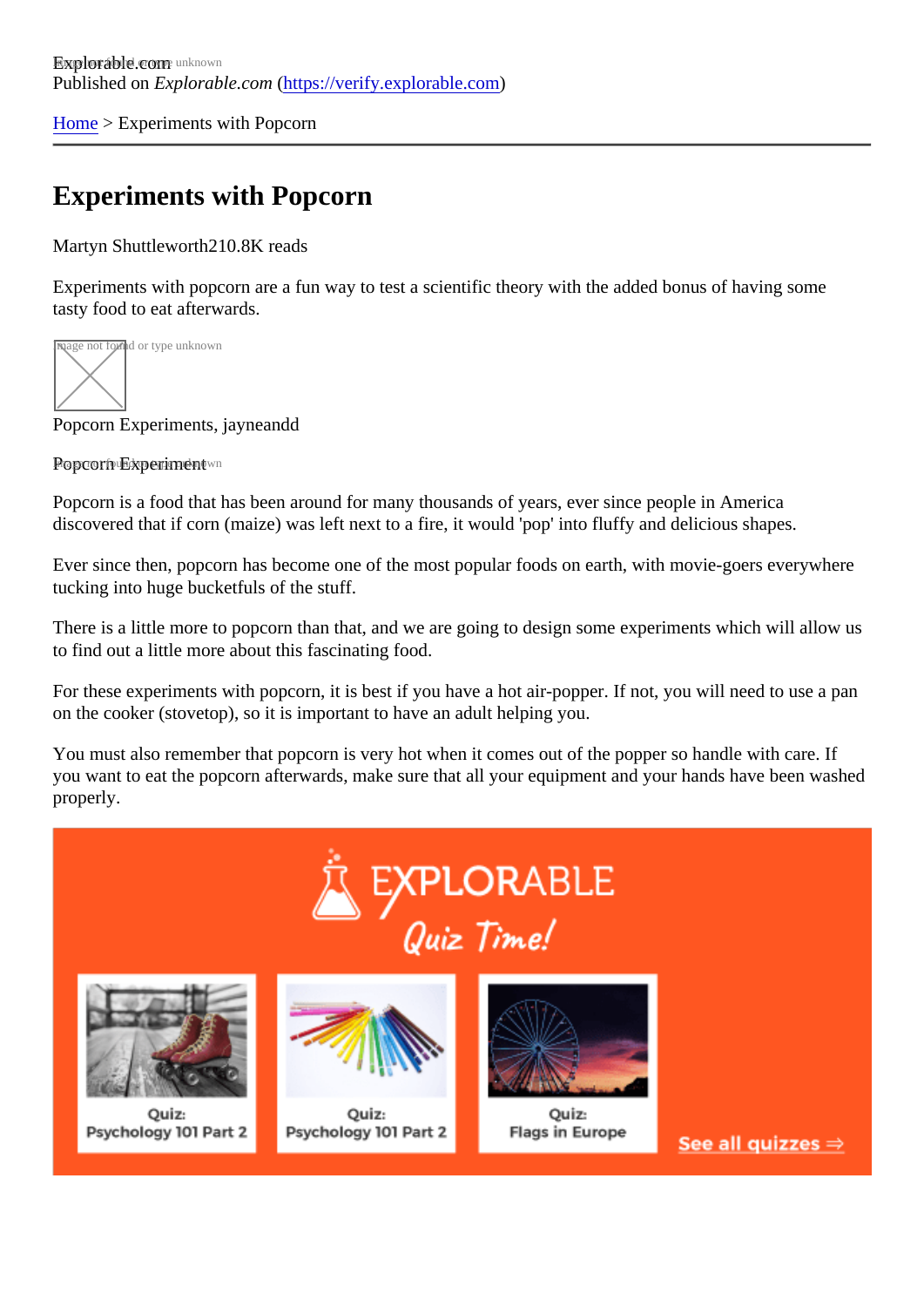Explorable.com
Published on *Explorable.com* (https://verify.explorable.com)

Home > Experiments with Popcorn

# Experiments with Popcorn

Martyn Shuttleworth210.8K reads

Experiments with popcorn are a fun way to test a scientific theory with the added bonus of having some tasty food to eat afterwards.

Popcorn Experiments, jayneandd

Popcorn Experiment

Popcorn is a food that has been around for many thousands of years, ever since people in America discovered that if corn (maize) was left next to a fire, it would 'pop' into fluffy and delicious shapes.

Ever since then, popcorn has become one of the most popular foods on earth, with movie-goers everywhere tucking into huge bucketfuls of the stuff.

There is a little more to popcorn than that, and we are going to design some experiments which will allow us to find out a little more about this fascinating food.

For these experiments with popcorn, it is best if you have a hot air-popper. If not, you will need to use a pan on the cooker (stovetop), so it is important to have an adult helping you.

You must also remember that popcorn is very hot when it comes out of the popper so handle with care. If you want to eat the popcorn afterwards, make sure that all your equipment and your hands have been washed properly.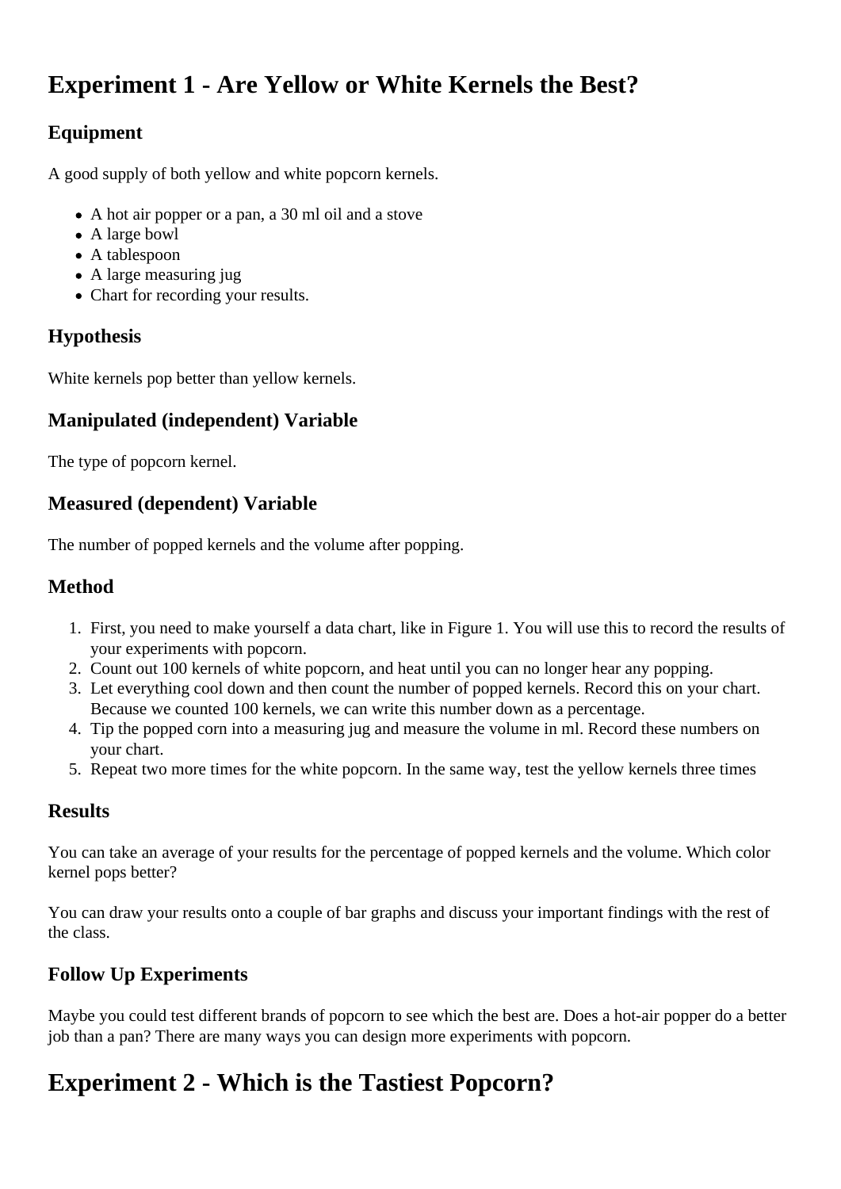# Experiment 1 - Are Yellow or White Kernels the Best?

## Equipment

A good supply of both yellow and white popcorn kernels.

- A hot air popper or a pan, a 30 ml oil and a stove
- A large bowl
- A tablespoon
- A large measuring jug
- Chart for recording your results.

## Hypothesis

White kernels pop better than yellow kernels.

## Manipulated (independent) Variable

The type of popcorn kernel.

## Measured (dependent) Variable

The number of popped kernels and the volume after popping.

## Method

1. First, you need to make yourself a data chart, like in Figure 1. You will use this to record the results of your experiments with popcorn.
2. Count out 100 kernels of white popcorn, and heat until you can no longer hear any popping.
3. Let everything cool down and then count the number of popped kernels. Record this on your chart. Because we counted 100 kernels, we can write this number down as a percentage.
4. Tip the popped corn into a measuring jug and measure the volume in ml. Record these numbers on your chart.
5. Repeat two more times for the white popcorn. In the same way, test the yellow kernels three times

## Results

You can take an average of your results for the percentage of popped kernels and the volume. Which color kernel pops better?

You can draw your results onto a couple of bar graphs and discuss your important findings with the rest of the class.

## Follow Up Experiments

Maybe you could test different brands of popcorn to see which the best are. Does a hot-air popper do a better job than a pan? There are many ways you can design more experiments with popcorn.

# Experiment 2 - Which is the Tastiest Popcorn?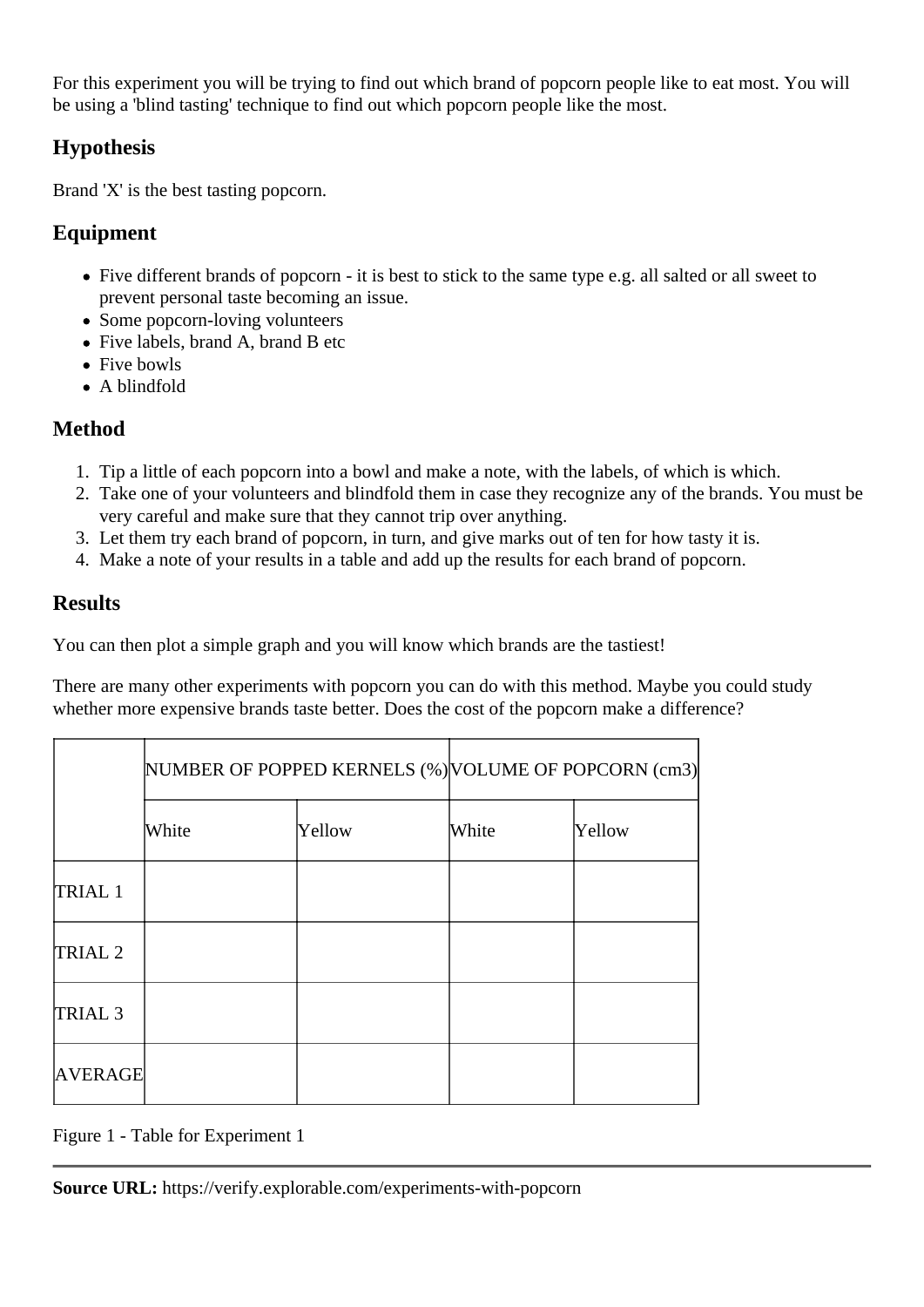For this experiment you will be trying to find out which brand of popcorn people like to eat most. You will be using a 'blind tasting' technique to find out which popcorn people like the most.

## Hypothesis

Brand 'X' is the best tasting popcorn.

## Equipment

- Five different brands of popcorn - it is best to stick to the same type e.g. all salted or all sweet to prevent personal taste becoming an issue.
- Some popcorn-loving volunteers
- Five labels, brand A, brand B etc
- Five bowls
- A blindfold

## Method

1. Tip a little of each popcorn into a bowl and make a note, with the labels, of which is which.
2. Take one of your volunteers and blindfold them in case they recognize any of the brands. You must be very careful and make sure that they cannot trip over anything.
3. Let them try each brand of popcorn, in turn, and give marks out of ten for how tasty it is.
4. Make a note of your results in a table and add up the results for each brand of popcorn.

## Results

You can then plot a simple graph and you will know which brands are the tastiest!

There are many other experiments with popcorn you can do with this method. Maybe you could study whether more expensive brands taste better. Does the cost of the popcorn make a difference?

| | NUMBER OF POPPED KERNELS (%) | | VOLUME OF POPCORN (cm3) | |
|---|---|---|---|---|
| | White | Yellow | White | Yellow |
| TRIAL 1 | | | | |
| TRIAL 2 | | | | |
| TRIAL 3 | | | | |
| AVERAGE | | | | |

Figure 1 - Table for Experiment 1

**Source URL:** https://verify.explorable.com/experiments-with-popcorn